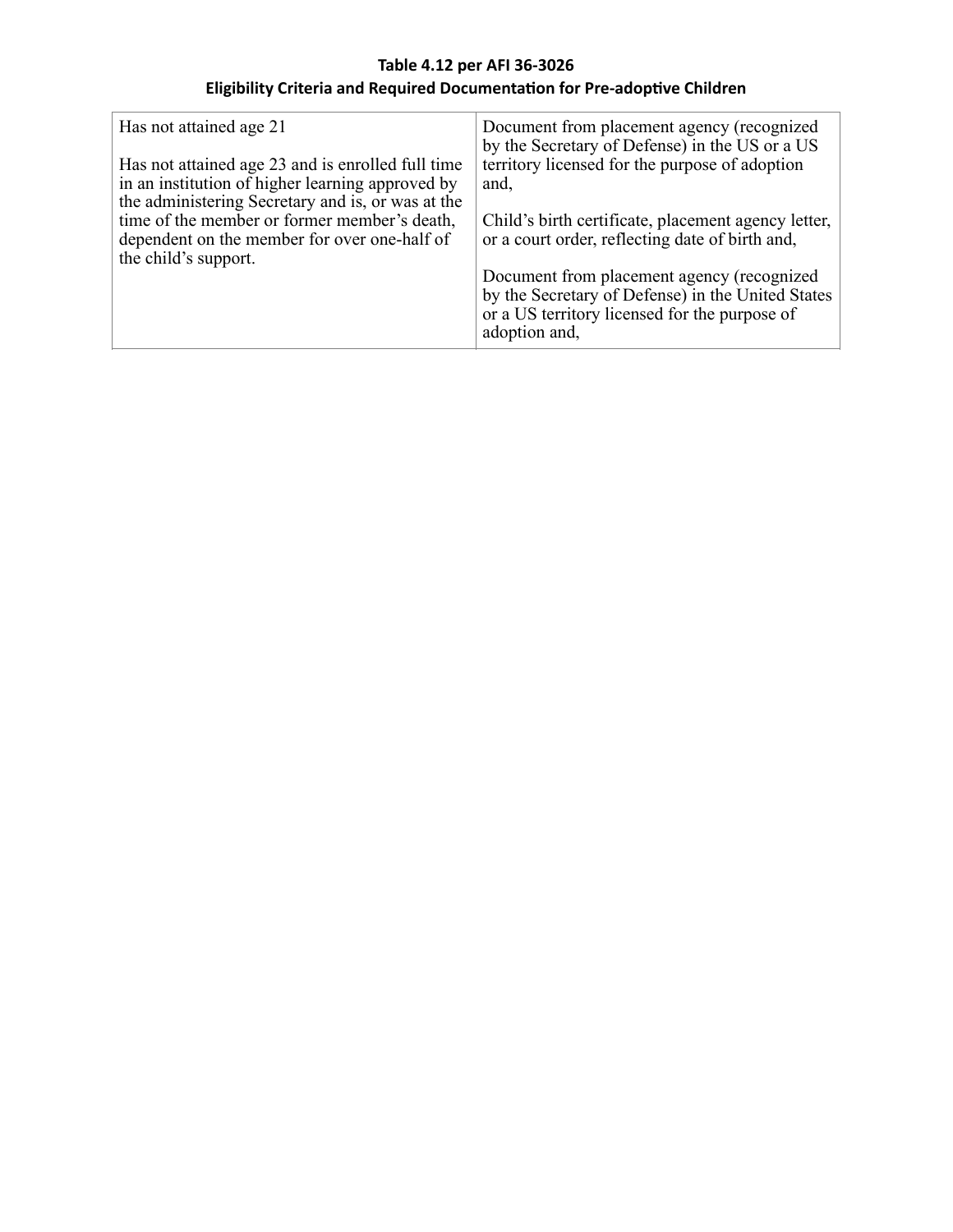**Table 4.12 per AFI 36-3026**

**Eligibility Criteria and Required Documentation for Pre-adoptive Children**

| | |
|---|---|
| Has not attained age 21<br><br>Has not attained age 23 and is enrolled full time in an institution of higher learning approved by the administering Secretary and is, or was at the time of the member or former member's death, dependent on the member for over one-half of the child's support. | Document from placement agency (recognized by the Secretary of Defense) in the US or a US territory licensed for the purpose of adoption and,<br><br>Child's birth certificate, placement agency letter, or a court order, reflecting date of birth and,<br><br>Document from placement agency (recognized by the Secretary of Defense) in the United States or a US territory licensed for the purpose of adoption and, |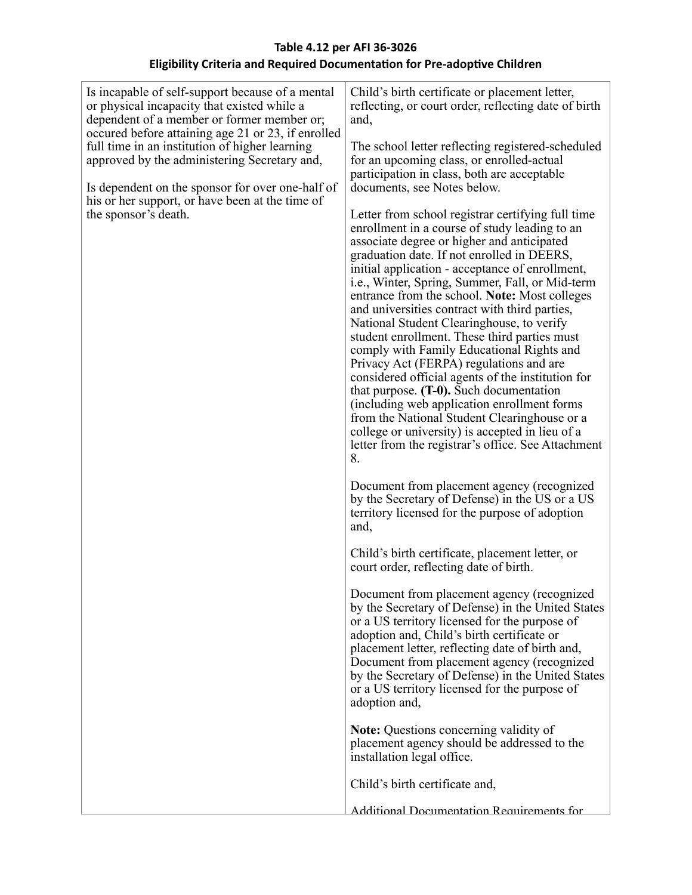**Table 4.12 per AFI 36-3026**
**Eligibility Criteria and Required Documentation for Pre-adoptive Children**

| | |
|---|---|
| Is incapable of self-support because of a mental or physical incapacity that existed while a dependent of a member or former member or; occured before attaining age 21 or 23, if enrolled full time in an institution of higher learning approved by the administering Secretary and,<br><br>Is dependent on the sponsor for over one-half of his or her support, or have been at the time of the sponsor's death. | Child's birth certificate or placement letter, reflecting, or court order, reflecting date of birth and,<br><br>The school letter reflecting registered-scheduled for an upcoming class, or enrolled-actual participation in class, both are acceptable documents, see Notes below.<br><br>Letter from school registrar certifying full time enrollment in a course of study leading to an associate degree or higher and anticipated graduation date. If not enrolled in DEERS, initial application - acceptance of enrollment, i.e., Winter, Spring, Summer, Fall, or Mid-term entrance from the school. **Note:** Most colleges and universities contract with third parties, National Student Clearinghouse, to verify student enrollment. These third parties must comply with Family Educational Rights and Privacy Act (FERPA) regulations and are considered official agents of the institution for that purpose. **(T-0).** Such documentation (including web application enrollment forms from the National Student Clearinghouse or a college or university) is accepted in lieu of a letter from the registrar's office. See Attachment 8.<br><br>Document from placement agency (recognized by the Secretary of Defense) in the US or a US territory licensed for the purpose of adoption and,<br><br>Child's birth certificate, placement letter, or court order, reflecting date of birth.<br><br>Document from placement agency (recognized by the Secretary of Defense) in the United States or a US territory licensed for the purpose of adoption and, Child's birth certificate or placement letter, reflecting date of birth and, Document from placement agency (recognized by the Secretary of Defense) in the United States or a US territory licensed for the purpose of adoption and,<br><br>**Note:** Questions concerning validity of placement agency should be addressed to the installation legal office.<br><br>Child's birth certificate and,<br><br>Additional Documentation Requirements for |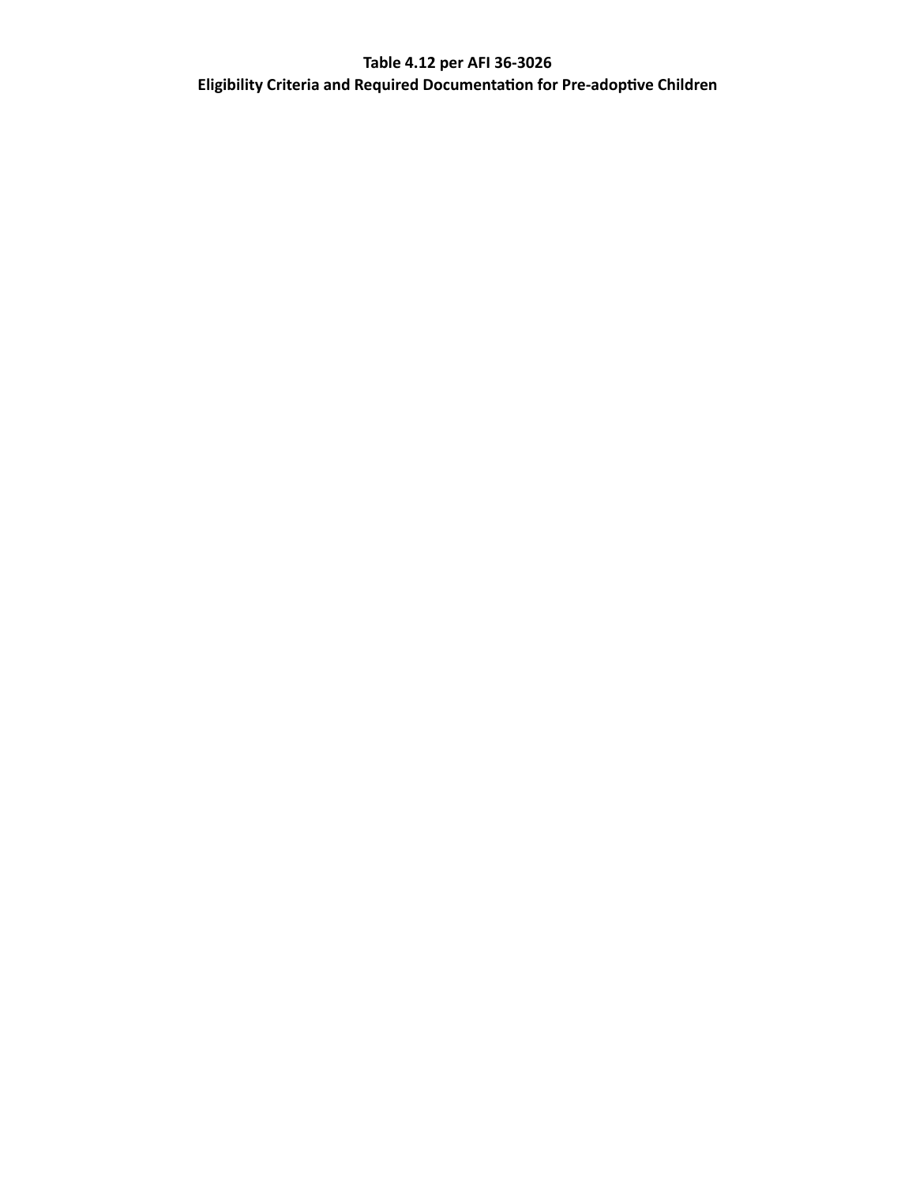**Table 4.12 per AFI 36-3026**
**Eligibility Criteria and Required Documentation for Pre-adoptive Children**